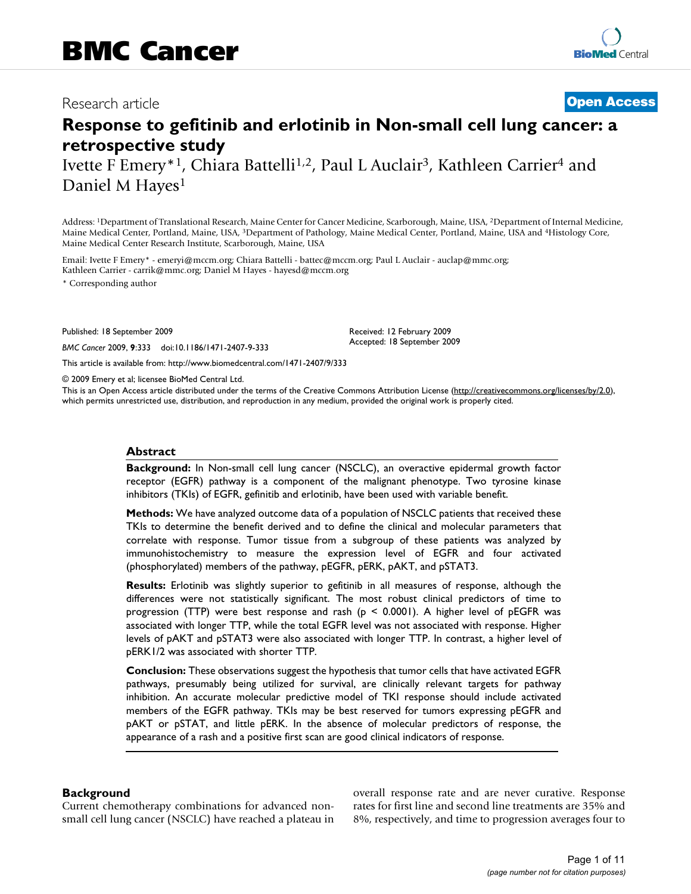# BMC Cancer

Research article

**Open Access**

# Response to gefitinib and erlotinib in Non-small cell lung cancer: a retrospective study

Ivette F Emery*[1], Chiara Battelli[1,2], Paul L Auclair[3], Kathleen Carrier[4] and Daniel M Hayes[1]

Address: [1]Department of Translational Research, Maine Center for Cancer Medicine, Scarborough, Maine, USA, [2]Department of Internal Medicine, Maine Medical Center, Portland, Maine, USA, [3]Department of Pathology, Maine Medical Center, Portland, Maine, USA and [4]Histology Core, Maine Medical Center Research Institute, Scarborough, Maine, USA

Email: Ivette F Emery* - emeryi@mccm.org; Chiara Battelli - battec@mccm.org; Paul L Auclair - auclap@mmc.org; Kathleen Carrier - carrik@mmc.org; Daniel M Hayes - hayesd@mccm.org

* Corresponding author

Published: 18 September 2009

*BMC Cancer* 2009, **9**:333 doi:10.1186/1471-2407-9-333

Received: 12 February 2009
Accepted: 18 September 2009

This article is available from: http://www.biomedcentral.com/1471-2407/9/333

© 2009 Emery et al; licensee BioMed Central Ltd.

This is an Open Access article distributed under the terms of the Creative Commons Attribution License (http://creativecommons.org/licenses/by/2.0), which permits unrestricted use, distribution, and reproduction in any medium, provided the original work is properly cited.

## Abstract

**Background:** In Non-small cell lung cancer (NSCLC), an overactive epidermal growth factor receptor (EGFR) pathway is a component of the malignant phenotype. Two tyrosine kinase inhibitors (TKIs) of EGFR, gefinitib and erlotinib, have been used with variable benefit.

**Methods:** We have analyzed outcome data of a population of NSCLC patients that received these TKIs to determine the benefit derived and to define the clinical and molecular parameters that correlate with response. Tumor tissue from a subgroup of these patients was analyzed by immunohistochemistry to measure the expression level of EGFR and four activated (phosphorylated) members of the pathway, pEGFR, pERK, pAKT, and pSTAT3.

**Results:** Erlotinib was slightly superior to gefitinib in all measures of response, although the differences were not statistically significant. The most robust clinical predictors of time to progression (TTP) were best response and rash ($p < 0.0001$). A higher level of pEGFR was associated with longer TTP, while the total EGFR level was not associated with response. Higher levels of pAKT and pSTAT3 were also associated with longer TTP. In contrast, a higher level of pERK1/2 was associated with shorter TTP.

**Conclusion:** These observations suggest the hypothesis that tumor cells that have activated EGFR pathways, presumably being utilized for survival, are clinically relevant targets for pathway inhibition. An accurate molecular predictive model of TKI response should include activated members of the EGFR pathway. TKIs may be best reserved for tumors expressing pEGFR and pAKT or pSTAT, and little pERK. In the absence of molecular predictors of response, the appearance of a rash and a positive first scan are good clinical indicators of response.

## Background

Current chemotherapy combinations for advanced non-small cell lung cancer (NSCLC) have reached a plateau in overall response rate and are never curative. Response rates for first line and second line treatments are 35% and 8%, respectively, and time to progression averages four to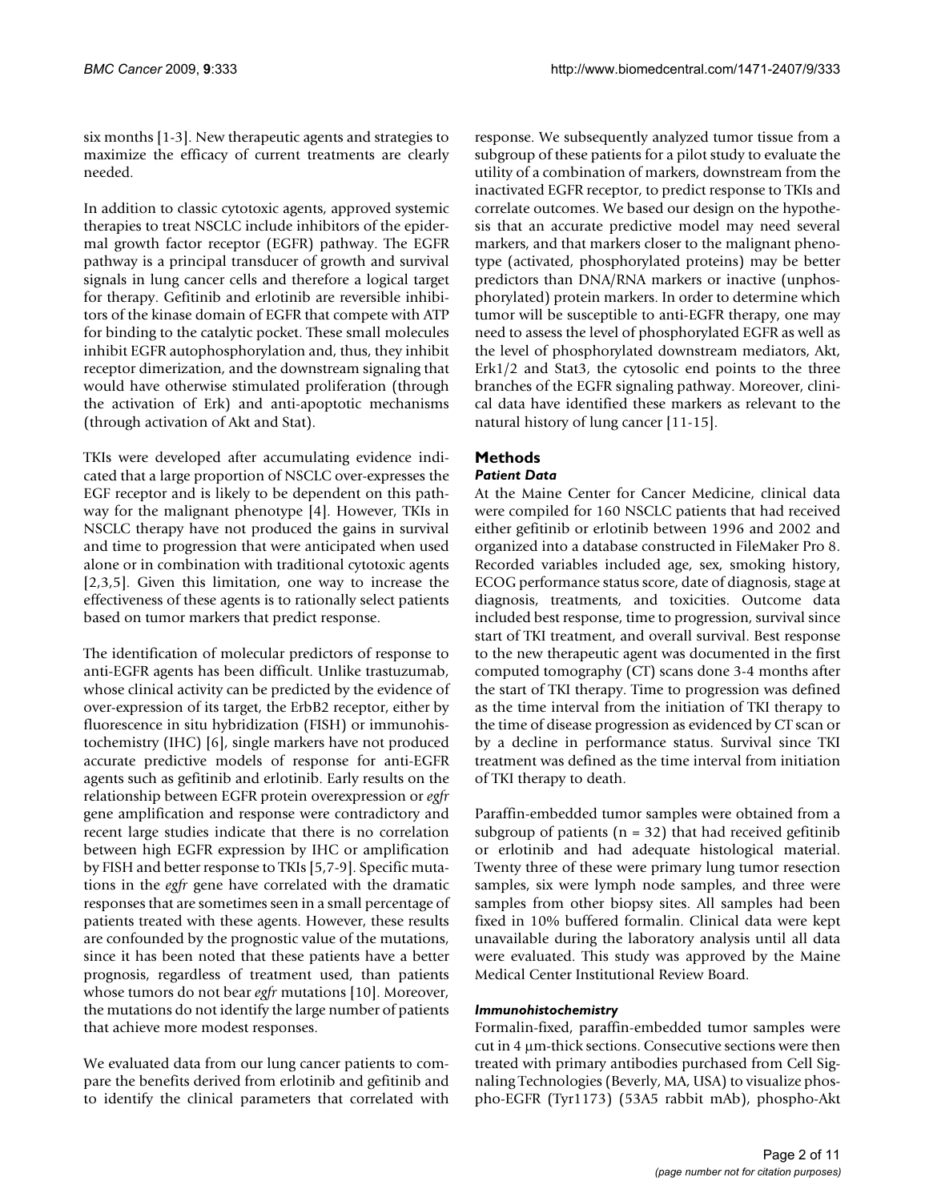six months [1-3]. New therapeutic agents and strategies to maximize the efficacy of current treatments are clearly needed.

In addition to classic cytotoxic agents, approved systemic therapies to treat NSCLC include inhibitors of the epidermal growth factor receptor (EGFR) pathway. The EGFR pathway is a principal transducer of growth and survival signals in lung cancer cells and therefore a logical target for therapy. Gefitinib and erlotinib are reversible inhibitors of the kinase domain of EGFR that compete with ATP for binding to the catalytic pocket. These small molecules inhibit EGFR autophosphorylation and, thus, they inhibit receptor dimerization, and the downstream signaling that would have otherwise stimulated proliferation (through the activation of Erk) and anti-apoptotic mechanisms (through activation of Akt and Stat).

TKIs were developed after accumulating evidence indicated that a large proportion of NSCLC over-expresses the EGF receptor and is likely to be dependent on this pathway for the malignant phenotype [4]. However, TKIs in NSCLC therapy have not produced the gains in survival and time to progression that were anticipated when used alone or in combination with traditional cytotoxic agents [2,3,5]. Given this limitation, one way to increase the effectiveness of these agents is to rationally select patients based on tumor markers that predict response.

The identification of molecular predictors of response to anti-EGFR agents has been difficult. Unlike trastuzumab, whose clinical activity can be predicted by the evidence of over-expression of its target, the ErbB2 receptor, either by fluorescence in situ hybridization (FISH) or immunohistochemistry (IHC) [6], single markers have not produced accurate predictive models of response for anti-EGFR agents such as gefitinib and erlotinib. Early results on the relationship between EGFR protein overexpression or *egfr* gene amplification and response were contradictory and recent large studies indicate that there is no correlation between high EGFR expression by IHC or amplification by FISH and better response to TKIs [5,7-9]. Specific mutations in the *egfr* gene have correlated with the dramatic responses that are sometimes seen in a small percentage of patients treated with these agents. However, these results are confounded by the prognostic value of the mutations, since it has been noted that these patients have a better prognosis, regardless of treatment used, than patients whose tumors do not bear *egfr* mutations [10]. Moreover, the mutations do not identify the large number of patients that achieve more modest responses.

We evaluated data from our lung cancer patients to compare the benefits derived from erlotinib and gefitinib and to identify the clinical parameters that correlated with response. We subsequently analyzed tumor tissue from a subgroup of these patients for a pilot study to evaluate the utility of a combination of markers, downstream from the inactivated EGFR receptor, to predict response to TKIs and correlate outcomes. We based our design on the hypothesis that an accurate predictive model may need several markers, and that markers closer to the malignant phenotype (activated, phosphorylated proteins) may be better predictors than DNA/RNA markers or inactive (unphosphorylated) protein markers. In order to determine which tumor will be susceptible to anti-EGFR therapy, one may need to assess the level of phosphorylated EGFR as well as the level of phosphorylated downstream mediators, Akt, Erk1/2 and Stat3, the cytosolic end points to the three branches of the EGFR signaling pathway. Moreover, clinical data have identified these markers as relevant to the natural history of lung cancer [11-15].

## Methods

### *Patient Data*

At the Maine Center for Cancer Medicine, clinical data were compiled for 160 NSCLC patients that had received either gefitinib or erlotinib between 1996 and 2002 and organized into a database constructed in FileMaker Pro 8. Recorded variables included age, sex, smoking history, ECOG performance status score, date of diagnosis, stage at diagnosis, treatments, and toxicities. Outcome data included best response, time to progression, survival since start of TKI treatment, and overall survival. Best response to the new therapeutic agent was documented in the first computed tomography (CT) scans done 3-4 months after the start of TKI therapy. Time to progression was defined as the time interval from the initiation of TKI therapy to the time of disease progression as evidenced by CT scan or by a decline in performance status. Survival since TKI treatment was defined as the time interval from initiation of TKI therapy to death.

Paraffin-embedded tumor samples were obtained from a subgroup of patients (n = 32) that had received gefitinib or erlotinib and had adequate histological material. Twenty three of these were primary lung tumor resection samples, six were lymph node samples, and three were samples from other biopsy sites. All samples had been fixed in 10% buffered formalin. Clinical data were kept unavailable during the laboratory analysis until all data were evaluated. This study was approved by the Maine Medical Center Institutional Review Board.

### *Immunohistochemistry*

Formalin-fixed, paraffin-embedded tumor samples were cut in 4 μm-thick sections. Consecutive sections were then treated with primary antibodies purchased from Cell Signaling Technologies (Beverly, MA, USA) to visualize phospho-EGFR (Tyr1173) (53A5 rabbit mAb), phospho-Akt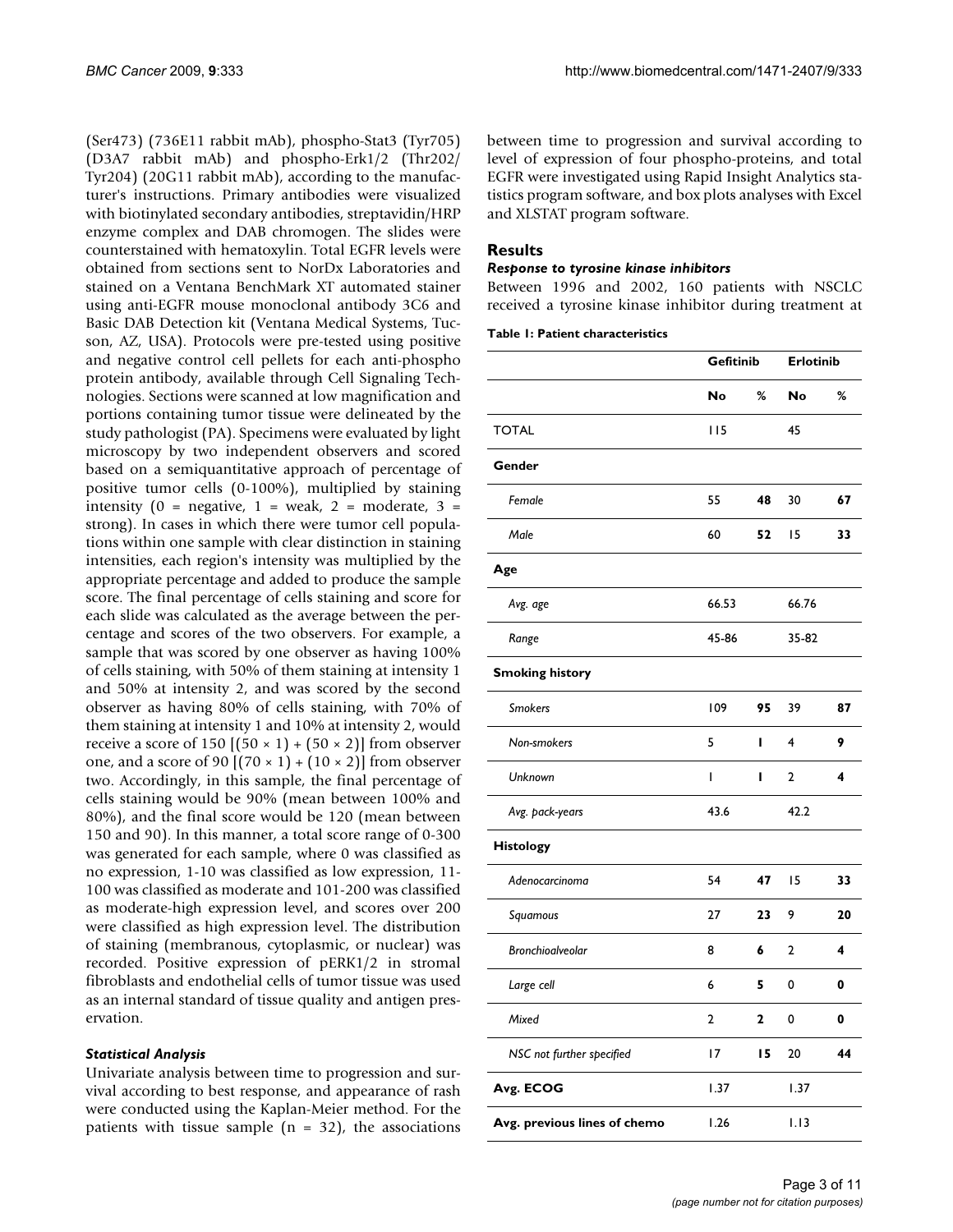(Ser473) (736E11 rabbit mAb), phospho-Stat3 (Tyr705) (D3A7 rabbit mAb) and phospho-Erk1/2 (Thr202/Tyr204) (20G11 rabbit mAb), according to the manufacturer's instructions. Primary antibodies were visualized with biotinylated secondary antibodies, streptavidin/HRP enzyme complex and DAB chromogen. The slides were counterstained with hematoxylin. Total EGFR levels were obtained from sections sent to NorDx Laboratories and stained on a Ventana BenchMark XT automated stainer using anti-EGFR mouse monoclonal antibody 3C6 and Basic DAB Detection kit (Ventana Medical Systems, Tucson, AZ, USA). Protocols were pre-tested using positive and negative control cell pellets for each anti-phospho protein antibody, available through Cell Signaling Technologies. Sections were scanned at low magnification and portions containing tumor tissue were delineated by the study pathologist (PA). Specimens were evaluated by light microscopy by two independent observers and scored based on a semiquantitative approach of percentage of positive tumor cells (0-100%), multiplied by staining intensity (0 = negative, 1 = weak, 2 = moderate, 3 = strong). In cases in which there were tumor cell populations within one sample with clear distinction in staining intensities, each region's intensity was multiplied by the appropriate percentage and added to produce the sample score. The final percentage of cells staining and score for each slide was calculated as the average between the percentage and scores of the two observers. For example, a sample that was scored by one observer as having 100% of cells staining, with 50% of them staining at intensity 1 and 50% at intensity 2, and was scored by the second observer as having 80% of cells staining, with 70% of them staining at intensity 1 and 10% at intensity 2, would receive a score of 150 $[(50 \times 1) + (50 \times 2)]$ from observer one, and a score of 90 $[(70 \times 1) + (10 \times 2)]$ from observer two. Accordingly, in this sample, the final percentage of cells staining would be 90% (mean between 100% and 80%), and the final score would be 120 (mean between 150 and 90). In this manner, a total score range of 0-300 was generated for each sample, where 0 was classified as no expression, 1-10 was classified as low expression, 11-100 was classified as moderate and 101-200 was classified as moderate-high expression level, and scores over 200 were classified as high expression level. The distribution of staining (membranous, cytoplasmic, or nuclear) was recorded. Positive expression of pERK1/2 in stromal fibroblasts and endothelial cells of tumor tissue was used as an internal standard of tissue quality and antigen preservation.

### *Statistical Analysis*

Univariate analysis between time to progression and survival according to best response, and appearance of rash were conducted using the Kaplan-Meier method. For the patients with tissue sample (n = 32), the associations between time to progression and survival according to level of expression of four phospho-proteins, and total EGFR were investigated using Rapid Insight Analytics statistics program software, and box plots analyses with Excel and XLSTAT program software.

## Results

### *Response to tyrosine kinase inhibitors*

Between 1996 and 2002, 160 patients with NSCLC received a tyrosine kinase inhibitor during treatment at

**Table 1: Patient characteristics**

| | Gefitinib | | Erlotinib | |
|---|---|---|---|---|
| | **No** | **%** | **No** | **%** |
| TOTAL | 115 | | 45 | |
| **Gender** | | | | |
| *Female* | 55 | **48** | 30 | **67** |
| *Male* | 60 | **52** | 15 | **33** |
| **Age** | | | | |
| *Avg. age* | 66.53 | | 66.76 | |
| *Range* | 45-86 | | 35-82 | |
| **Smoking history** | | | | |
| *Smokers* | 109 | **95** | 39 | **87** |
| *Non-smokers* | 5 | **1** | 4 | **9** |
| *Unknown* | 1 | **1** | 2 | **4** |
| *Avg. pack-years* | 43.6 | | 42.2 | |
| **Histology** | | | | |
| *Adenocarcinoma* | 54 | **47** | 15 | **33** |
| *Squamous* | 27 | **23** | 9 | **20** |
| *Bronchioalveolar* | 8 | **6** | 2 | **4** |
| *Large cell* | 6 | **5** | 0 | **0** |
| *Mixed* | 2 | **2** | 0 | **0** |
| *NSC not further specified* | 17 | **15** | 20 | **44** |
| **Avg. ECOG** | 1.37 | | 1.37 | |
| **Avg. previous lines of chemo** | 1.26 | | 1.13 | |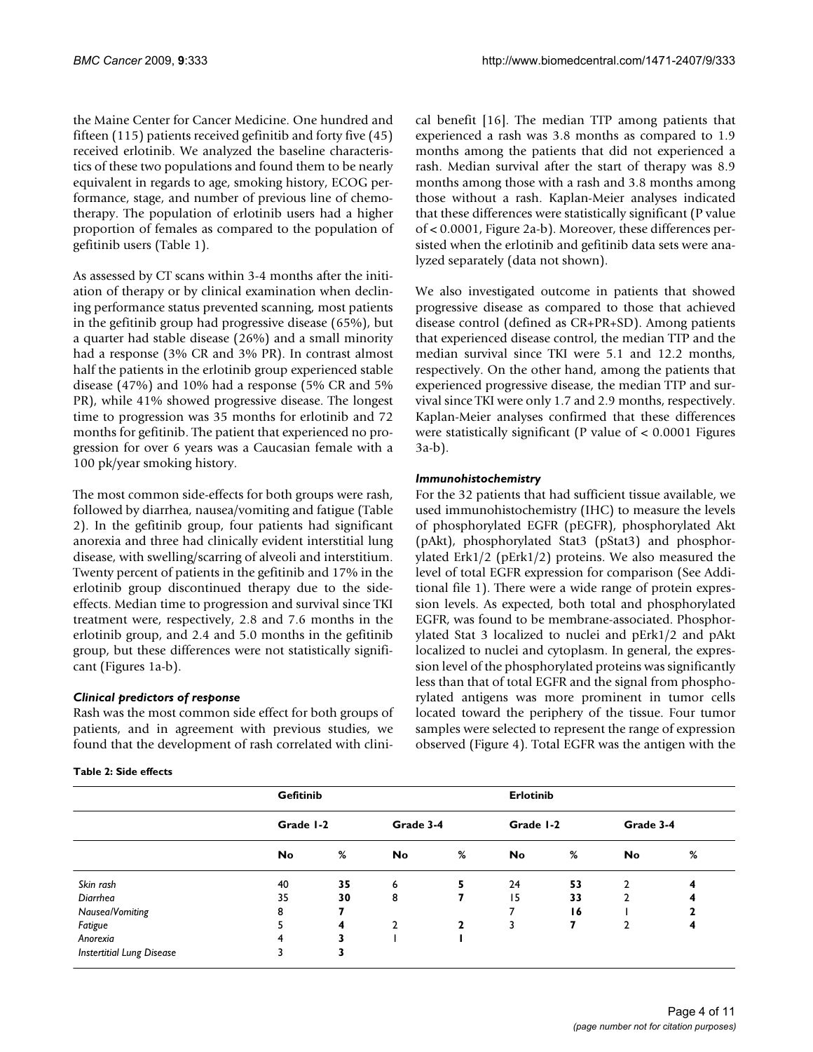the Maine Center for Cancer Medicine. One hundred and fifteen (115) patients received gefinitib and forty five (45) received erlotinib. We analyzed the baseline characteristics of these two populations and found them to be nearly equivalent in regards to age, smoking history, ECOG performance, stage, and number of previous line of chemotherapy. The population of erlotinib users had a higher proportion of females as compared to the population of gefitinib users (Table 1).

As assessed by CT scans within 3-4 months after the initiation of therapy or by clinical examination when declining performance status prevented scanning, most patients in the gefitinib group had progressive disease (65%), but a quarter had stable disease (26%) and a small minority had a response (3% CR and 3% PR). In contrast almost half the patients in the erlotinib group experienced stable disease (47%) and 10% had a response (5% CR and 5% PR), while 41% showed progressive disease. The longest time to progression was 35 months for erlotinib and 72 months for gefitinib. The patient that experienced no progression for over 6 years was a Caucasian female with a 100 pk/year smoking history.

The most common side-effects for both groups were rash, followed by diarrhea, nausea/vomiting and fatigue (Table 2). In the gefitinib group, four patients had significant anorexia and three had clinically evident interstitial lung disease, with swelling/scarring of alveoli and interstitium. Twenty percent of patients in the gefitinib and 17% in the erlotinib group discontinued therapy due to the side-effects. Median time to progression and survival since TKI treatment were, respectively, 2.8 and 7.6 months in the erlotinib group, and 2.4 and 5.0 months in the gefitinib group, but these differences were not statistically significant (Figures 1a-b).

### *Clinical predictors of response*

Rash was the most common side effect for both groups of patients, and in agreement with previous studies, we found that the development of rash correlated with clinical benefit [16]. The median TTP among patients that experienced a rash was 3.8 months as compared to 1.9 months among the patients that did not experienced a rash. Median survival after the start of therapy was 8.9 months among those with a rash and 3.8 months among those without a rash. Kaplan-Meier analyses indicated that these differences were statistically significant (P value of < 0.0001, Figure 2a-b). Moreover, these differences persisted when the erlotinib and gefitinib data sets were analyzed separately (data not shown).

We also investigated outcome in patients that showed progressive disease as compared to those that achieved disease control (defined as CR+PR+SD). Among patients that experienced disease control, the median TTP and the median survival since TKI were 5.1 and 12.2 months, respectively. On the other hand, among the patients that experienced progressive disease, the median TTP and survival since TKI were only 1.7 and 2.9 months, respectively. Kaplan-Meier analyses confirmed that these differences were statistically significant (P value of < 0.0001 Figures 3a-b).

### *Immunohistochemistry*

For the 32 patients that had sufficient tissue available, we used immunohistochemistry (IHC) to measure the levels of phosphorylated EGFR (pEGFR), phosphorylated Akt (pAkt), phosphorylated Stat3 (pStat3) and phosphorylated Erk1/2 (pErk1/2) proteins. We also measured the level of total EGFR expression for comparison (See Additional file 1). There were a wide range of protein expression levels. As expected, both total and phosphorylated EGFR, was found to be membrane-associated. Phosphorylated Stat 3 localized to nuclei and pErk1/2 and pAkt localized to nuclei and cytoplasm. In general, the expression level of the phosphorylated proteins was significantly less than that of total EGFR and the signal from phosphorylated antigens was more prominent in tumor cells located toward the periphery of the tissue. Four tumor samples were selected to represent the range of expression observed (Figure 4). Total EGFR was the antigen with the

**Table 2: Side effects**

| | Gefitinib | | | | Erlotinib | | | |
|---|---|---|---|---|---|---|---|---|
| | Grade 1-2 | | Grade 3-4 | | Grade 1-2 | | Grade 3-4 | |
| | No | % | No | % | No | % | No | % |
| *Skin rash* | 40 | **35** | 6 | **5** | 24 | **53** | 2 | **4** |
| *Diarrhea* | 35 | **30** | 8 | **7** | 15 | **33** | 2 | **4** |
| *Nausea/Vomiting* | 8 | **7** | | | 7 | **16** | 1 | **2** |
| *Fatigue* | 5 | **4** | 2 | **2** | 3 | **7** | 2 | **4** |
| *Anorexia* | 4 | **3** | 1 | **1** | | | | |
| *Instertitial Lung Disease* | 3 | **3** | | | | | | |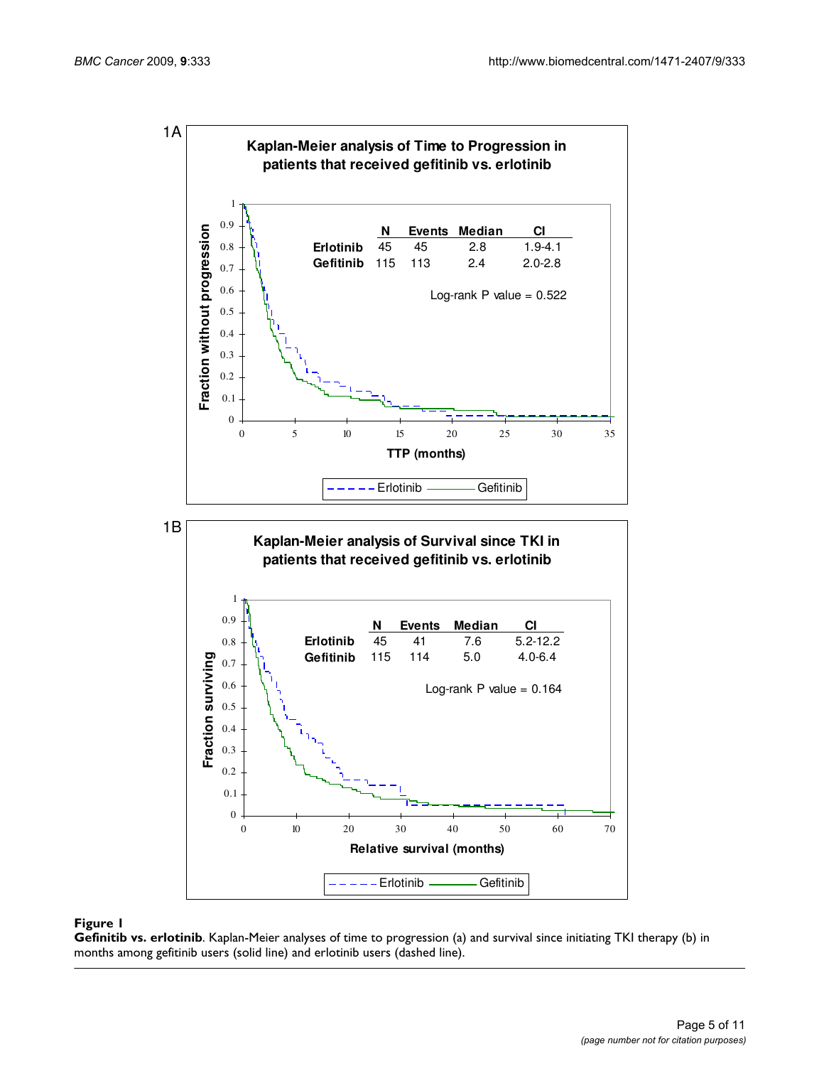1A

**Kaplan-Meier analysis of Time to Progression in patients that received gefitinib vs. erlotinib**

| | N | Events | Median | CI |
|---|---|---|---|---|
| Erlotinib | 45 | 45 | 2.8 | 1.9-4.1 |
| Gefitinib | 115 | 113 | 2.4 | 2.0-2.8 |

Log-rank P value = 0.522

1B

**Kaplan-Meier analysis of Survival since TKI in patients that received gefitinib vs. erlotinib**

| | N | Events | Median | CI |
|---|---|---|---|---|
| Erlotinib | 45 | 41 | 7.6 | 5.2-12.2 |
| Gefitinib | 115 | 114 | 5.0 | 4.0-6.4 |

Log-rank P value = 0.164

**Figure 1**

**Gefitinib vs. erlotinib**. Kaplan-Meier analyses of time to progression (a) and survival since initiating TKI therapy (b) in months among gefitinib users (solid line) and erlotinib users (dashed line).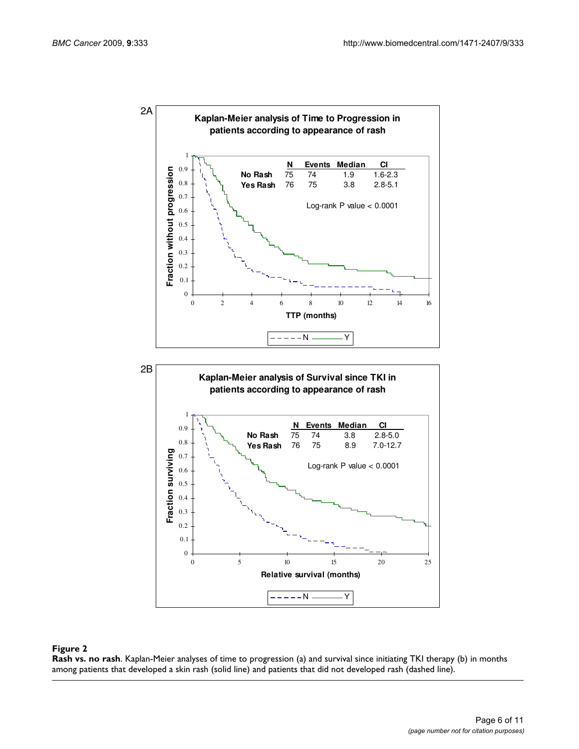2A

**Kaplan-Meier analysis of Time to Progression in patients according to appearance of rash**

| | N | Events | Median | CI |
|---|---|---|---|---|
| No Rash | 75 | 74 | 1.9 | 1.6-2.3 |
| Yes Rash | 76 | 75 | 3.8 | 2.8-5.1 |

Log-rank P value < 0.0001

Fraction without progression

TTP (months)

N Y

2B

**Kaplan-Meier analysis of Survival since TKI in patients according to appearance of rash**

| | N | Events | Median | CI |
|---|---|---|---|---|
| No Rash | 75 | 74 | 3.8 | 2.8-5.0 |
| Yes Rash | 76 | 75 | 8.9 | 7.0-12.7 |

Log-rank P value < 0.0001

Fraction surviving

Relative survival (months)

N Y

**Figure 2**

**Rash vs. no rash**. Kaplan-Meier analyses of time to progression (a) and survival since initiating TKI therapy (b) in months among patients that developed a skin rash (solid line) and patients that did not developed rash (dashed line).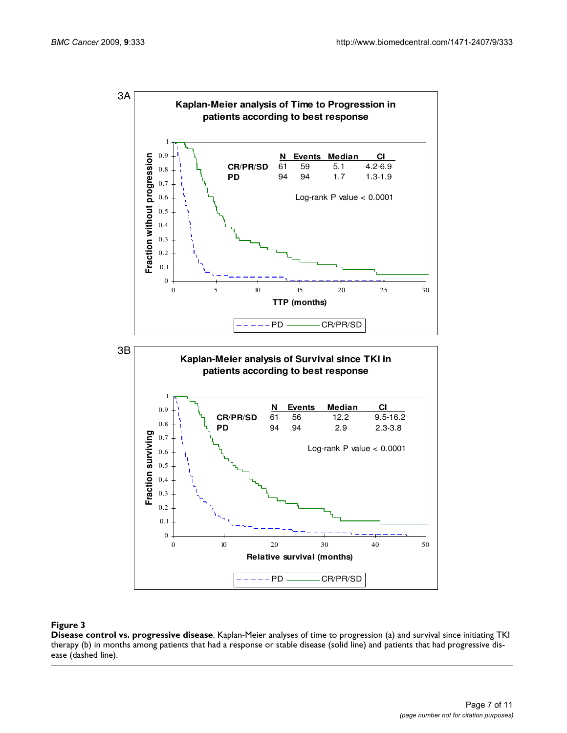**Figure 3**

**Disease control vs. progressive disease**. Kaplan-Meier analyses of time to progression (a) and survival since initiating TKI therapy (b) in months among patients that had a response or stable disease (solid line) and patients that had progressive disease (dashed line).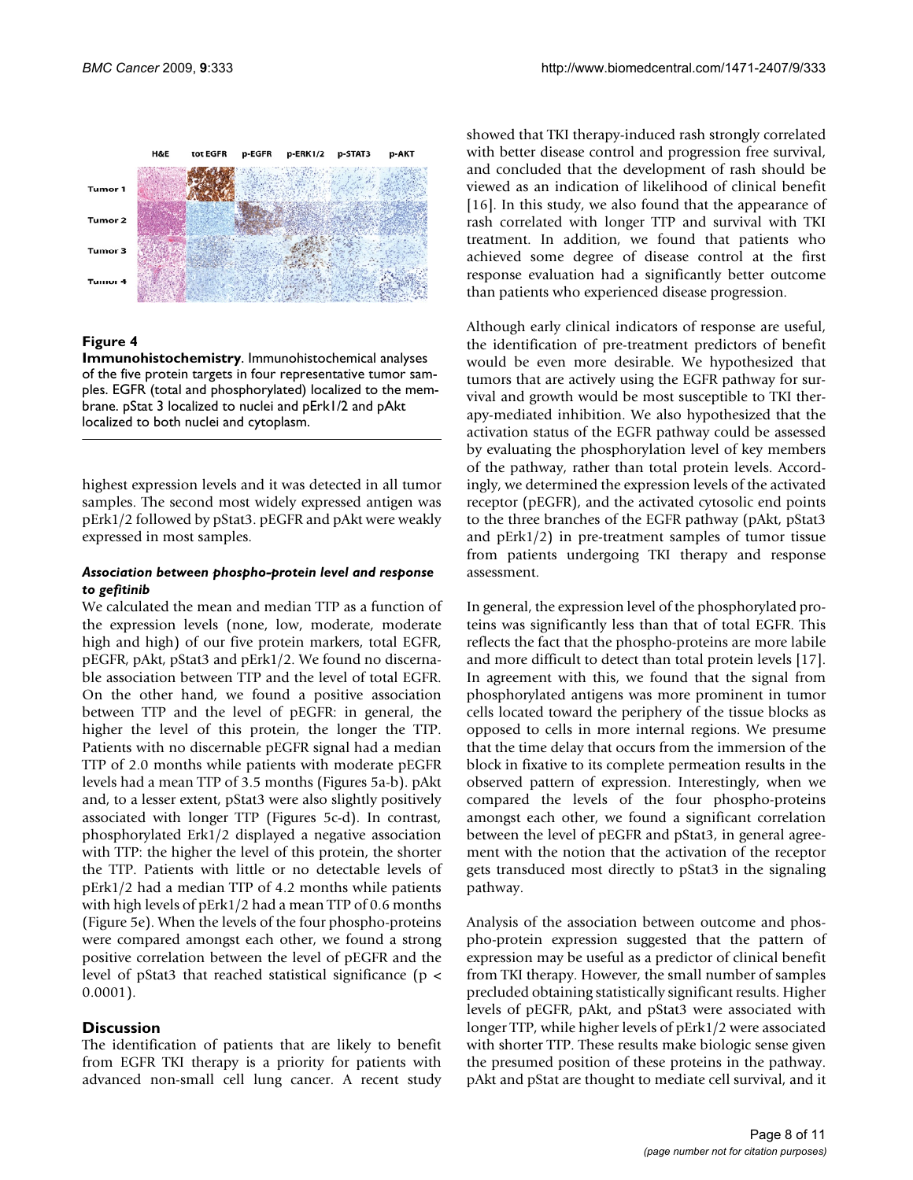**Figure 4**

**Immunohistochemistry**. Immunohistochemical analyses of the five protein targets in four representative tumor samples. EGFR (total and phosphorylated) localized to the membrane. pStat 3 localized to nuclei and pErk1/2 and pAkt localized to both nuclei and cytoplasm.

highest expression levels and it was detected in all tumor samples. The second most widely expressed antigen was pErk1/2 followed by pStat3. pEGFR and pAkt were weakly expressed in most samples.

#### *Association between phospho-protein level and response to gefitinib*

We calculated the mean and median TTP as a function of the expression levels (none, low, moderate, moderate high and high) of our five protein markers, total EGFR, pEGFR, pAkt, pStat3 and pErk1/2. We found no discernable association between TTP and the level of total EGFR. On the other hand, we found a positive association between TTP and the level of pEGFR: in general, the higher the level of this protein, the longer the TTP. Patients with no discernable pEGFR signal had a median TTP of 2.0 months while patients with moderate pEGFR levels had a mean TTP of 3.5 months (Figures 5a-b). pAkt and, to a lesser extent, pStat3 were also slightly positively associated with longer TTP (Figures 5c-d). In contrast, phosphorylated Erk1/2 displayed a negative association with TTP: the higher the level of this protein, the shorter the TTP. Patients with little or no detectable levels of pErk1/2 had a median TTP of 4.2 months while patients with high levels of pErk1/2 had a mean TTP of 0.6 months (Figure 5e). When the levels of the four phospho-proteins were compared amongst each other, we found a strong positive correlation between the level of pEGFR and the level of pStat3 that reached statistical significance ($p < 0.0001$).

## Discussion

The identification of patients that are likely to benefit from EGFR TKI therapy is a priority for patients with advanced non-small cell lung cancer. A recent study showed that TKI therapy-induced rash strongly correlated with better disease control and progression free survival, and concluded that the development of rash should be viewed as an indication of likelihood of clinical benefit [16]. In this study, we also found that the appearance of rash correlated with longer TTP and survival with TKI treatment. In addition, we found that patients who achieved some degree of disease control at the first response evaluation had a significantly better outcome than patients who experienced disease progression.

Although early clinical indicators of response are useful, the identification of pre-treatment predictors of benefit would be even more desirable. We hypothesized that tumors that are actively using the EGFR pathway for survival and growth would be most susceptible to TKI therapy-mediated inhibition. We also hypothesized that the activation status of the EGFR pathway could be assessed by evaluating the phosphorylation level of key members of the pathway, rather than total protein levels. Accordingly, we determined the expression levels of the activated receptor (pEGFR), and the activated cytosolic end points to the three branches of the EGFR pathway (pAkt, pStat3 and pErk1/2) in pre-treatment samples of tumor tissue from patients undergoing TKI therapy and response assessment.

In general, the expression level of the phosphorylated proteins was significantly less than that of total EGFR. This reflects the fact that the phospho-proteins are more labile and more difficult to detect than total protein levels [17]. In agreement with this, we found that the signal from phosphorylated antigens was more prominent in tumor cells located toward the periphery of the tissue blocks as opposed to cells in more internal regions. We presume that the time delay that occurs from the immersion of the block in fixative to its complete permeation results in the observed pattern of expression. Interestingly, when we compared the levels of the four phospho-proteins amongst each other, we found a significant correlation between the level of pEGFR and pStat3, in general agreement with the notion that the activation of the receptor gets transduced most directly to pStat3 in the signaling pathway.

Analysis of the association between outcome and phospho-protein expression suggested that the pattern of expression may be useful as a predictor of clinical benefit from TKI therapy. However, the small number of samples precluded obtaining statistically significant results. Higher levels of pEGFR, pAkt, and pStat3 were associated with longer TTP, while higher levels of pErk1/2 were associated with shorter TTP. These results make biologic sense given the presumed position of these proteins in the pathway. pAkt and pStat are thought to mediate cell survival, and it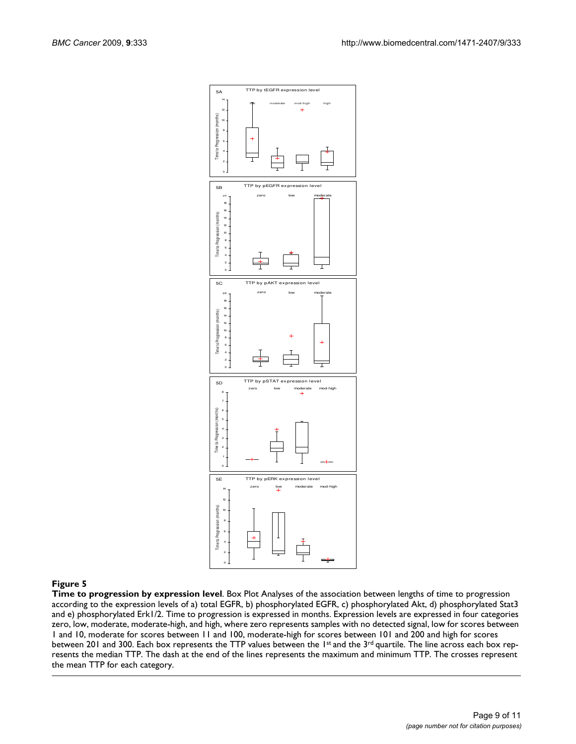**Figure 5**

**Time to progression by expression level**. Box Plot Analyses of the association between lengths of time to progression according to the expression levels of a) total EGFR, b) phosphorylated EGFR, c) phosphorylated Akt, d) phosphorylated Stat3 and e) phosphorylated Erk1/2. Time to progression is expressed in months. Expression levels are expressed in four categories zero, low, moderate, moderate-high, and high, where zero represents samples with no detected signal, low for scores between 1 and 10, moderate for scores between 11 and 100, moderate-high for scores between 101 and 200 and high for scores between 201 and 300. Each box represents the TTP values between the 1[st] and the 3[rd] quartile. The line across each box represents the median TTP. The dash at the end of the lines represents the maximum and minimum TTP. The crosses represent the mean TTP for each category.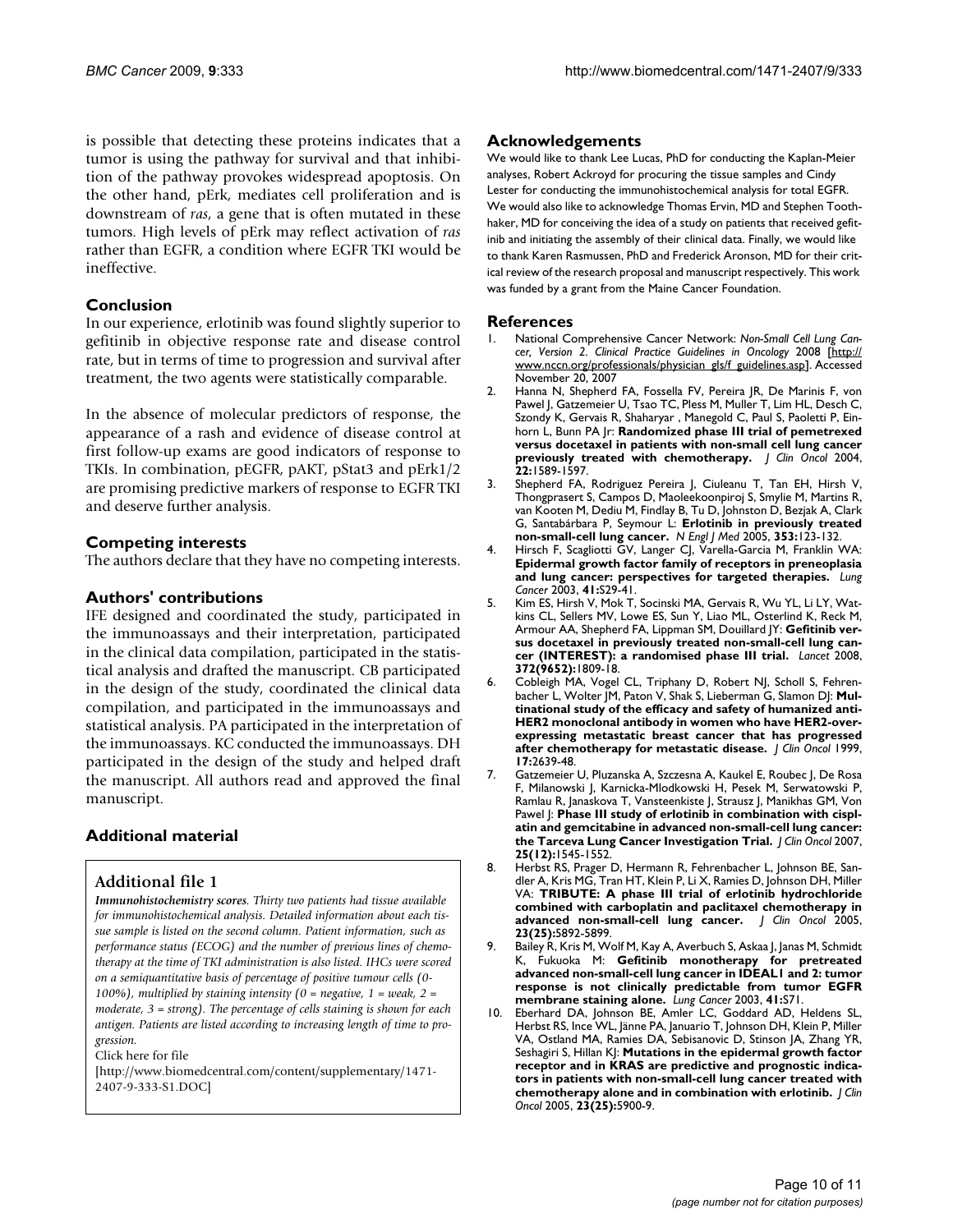is possible that detecting these proteins indicates that a tumor is using the pathway for survival and that inhibition of the pathway provokes widespread apoptosis. On the other hand, pErk, mediates cell proliferation and is downstream of *ras*, a gene that is often mutated in these tumors. High levels of pErk may reflect activation of *ras* rather than EGFR, a condition where EGFR TKI would be ineffective.

## Conclusion

In our experience, erlotinib was found slightly superior to gefitinib in objective response rate and disease control rate, but in terms of time to progression and survival after treatment, the two agents were statistically comparable.

In the absence of molecular predictors of response, the appearance of a rash and evidence of disease control at first follow-up exams are good indicators of response to TKIs. In combination, pEGFR, pAKT, pStat3 and pErk1/2 are promising predictive markers of response to EGFR TKI and deserve further analysis.

## Competing interests

The authors declare that they have no competing interests.

## Authors' contributions

IFE designed and coordinated the study, participated in the immunoassays and their interpretation, participated in the clinical data compilation, participated in the statistical analysis and drafted the manuscript. CB participated in the design of the study, coordinated the clinical data compilation, and participated in the immunoassays and statistical analysis. PA participated in the interpretation of the immunoassays. KC conducted the immunoassays. DH participated in the design of the study and helped draft the manuscript. All authors read and approved the final manuscript.

## Additional material

### Additional file 1

***Immunohistochemistry scores**. Thirty two patients had tissue available for immunohistochemical analysis. Detailed information about each tissue sample is listed on the second column. Patient information, such as performance status (ECOG) and the number of previous lines of chemotherapy at the time of TKI administration is also listed. IHCs were scored on a semiquantitative basis of percentage of positive tumour cells (0-100%), multiplied by staining intensity (0 = negative, 1 = weak, 2 = moderate, 3 = strong). The percentage of cells staining is shown for each antigen. Patients are listed according to increasing length of time to progression.*

Click here for file

[http://www.biomedcentral.com/content/supplementary/1471-2407-9-333-S1.DOC]

## Acknowledgements

We would like to thank Lee Lucas, PhD for conducting the Kaplan-Meier analyses, Robert Ackroyd for procuring the tissue samples and Cindy Lester for conducting the immunohistochemical analysis for total EGFR. We would also like to acknowledge Thomas Ervin, MD and Stephen Toothhaker, MD for conceiving the idea of a study on patients that received gefitinib and initiating the assembly of their clinical data. Finally, we would like to thank Karen Rasmussen, PhD and Frederick Aronson, MD for their critical review of the research proposal and manuscript respectively. This work was funded by a grant from the Maine Cancer Foundation.

## References

1. National Comprehensive Cancer Network: *Non-Small Cell Lung Cancer, Version 2. Clinical Practice Guidelines in Oncology* 2008 [http://www.nccn.org/professionals/physician_gls/f_guidelines.asp]. Accessed November 20, 2007
2. Hanna N, Shepherd FA, Fossella FV, Pereira JR, De Marinis F, von Pawel J, Gatzemeier U, Tsao TC, Pless M, Muller T, Lim HL, Desch C, Szondy K, Gervais R, Shaharyar , Manegold C, Paul S, Paoletti P, Einhorn L, Bunn PA Jr: **Randomized phase III trial of pemetrexed versus docetaxel in patients with non-small cell lung cancer previously treated with chemotherapy.** *J Clin Oncol* 2004, **22:**1589-1597.
3. Shepherd FA, Rodriguez Pereira J, Ciuleanu T, Tan EH, Hirsh V, Thongprasert S, Campos D, Maoleekoonpiroj S, Smylie M, Martins R, van Kooten M, Dediu M, Findlay B, Tu D, Johnston D, Bezjak A, Clark G, Santabárbara P, Seymour L: **Erlotinib in previously treated non-small-cell lung cancer.** *N Engl J Med* 2005, **353:**123-132.
4. Hirsch F, Scagliotti GV, Langer CJ, Varella-Garcia M, Franklin WA: **Epidermal growth factor family of receptors in preneoplasia and lung cancer: perspectives for targeted therapies.** *Lung Cancer* 2003, **41:**S29-41.
5. Kim ES, Hirsh V, Mok T, Socinski MA, Gervais R, Wu YL, Li LY, Watkins CL, Sellers MV, Lowe ES, Sun Y, Liao ML, Osterlind K, Reck M, Armour AA, Shepherd FA, Lippman SM, Douillard JY: **Gefitinib versus docetaxel in previously treated non-small-cell lung cancer (INTEREST): a randomised phase III trial.** *Lancet* 2008, **372(9652):**1809-18.
6. Cobleigh MA, Vogel CL, Triphany D, Robert NJ, Scholl S, Fehrenbacher L, Wolter JM, Paton V, Shak S, Lieberman G, Slamon DJ: **Multinational study of the efficacy and safety of humanized anti-HER2 monoclonal antibody in women who have HER2-overexpressing metastatic breast cancer that has progressed after chemotherapy for metastatic disease.** *J Clin Oncol* 1999, **17:**2639-48.
7. Gatzemeier U, Pluzanska A, Szczesna A, Kaukel E, Roubec J, De Rosa F, Milanowski J, Karnicka-Mlodkowski H, Pesek M, Serwatowski P, Ramlau R, Janaskova T, Vansteenkiste J, Strausz J, Manikhas GM, Von Pawel J: **Phase III study of erlotinib in combination with cisplatin and gemcitabine in advanced non-small-cell lung cancer: the Tarceva Lung Cancer Investigation Trial.** *J Clin Oncol* 2007, **25(12):**1545-1552.
8. Herbst RS, Prager D, Hermann R, Fehrenbacher L, Johnson BE, Sandler A, Kris MG, Tran HT, Klein P, Li X, Ramies D, Johnson DH, Miller VA: **TRIBUTE: A phase III trial of erlotinib hydrochloride combined with carboplatin and paclitaxel chemotherapy in advanced non-small-cell lung cancer.** *J Clin Oncol* 2005, **23(25):**5892-5899.
9. Bailey R, Kris M, Wolf M, Kay A, Averbuch S, Askaa J, Janas M, Schmidt K, Fukuoka M: **Gefitinib monotherapy for pretreated advanced non-small-cell lung cancer in IDEAL1 and 2: tumor response is not clinically predictable from tumor EGFR membrane staining alone.** *Lung Cancer* 2003, **41:**S71.
10. Eberhard DA, Johnson BE, Amler LC, Goddard AD, Heldens SL, Herbst RS, Ince WL, Jänne PA, Januario T, Johnson DH, Klein P, Miller VA, Ostland MA, Ramies DA, Sebisanovic D, Stinson JA, Zhang YR, Seshagiri S, Hillan KJ: **Mutations in the epidermal growth factor receptor and in KRAS are predictive and prognostic indicators in patients with non-small-cell lung cancer treated with chemotherapy alone and in combination with erlotinib.** *J Clin Oncol* 2005, **23(25):**5900-9.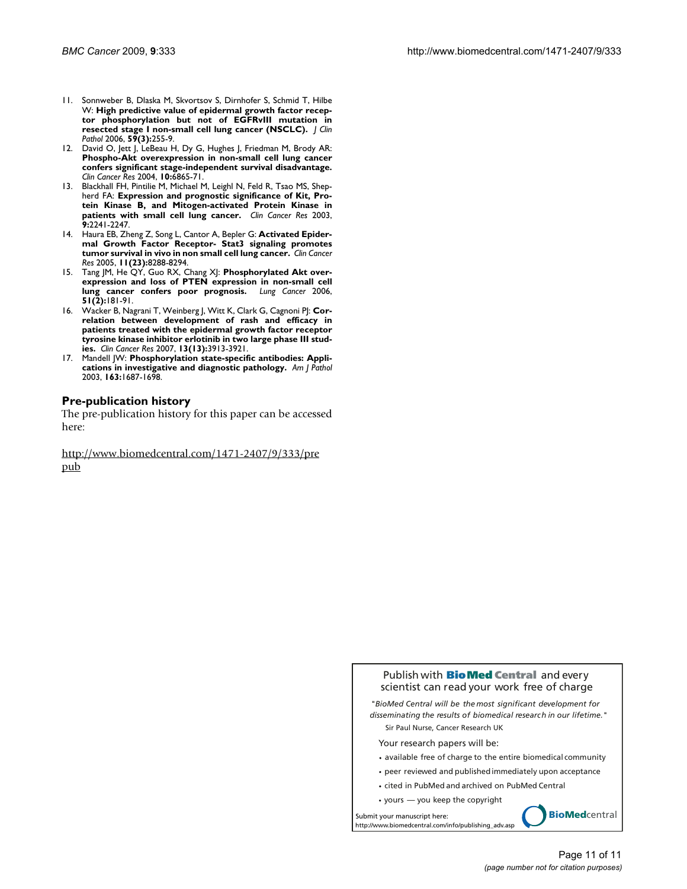11. Sonnweber B, Dlaska M, Skvortsov S, Dirnhofer S, Schmid T, Hilbe W: **High predictive value of epidermal growth factor receptor phosphorylation but not of EGFRvIII mutation in resected stage I non-small cell lung cancer (NSCLC).** *J Clin Pathol* 2006, **59(3):**255-9.
12. David O, Jett J, LeBeau H, Dy G, Hughes J, Friedman M, Brody AR: **Phospho-Akt overexpression in non-small cell lung cancer confers significant stage-independent survival disadvantage.** *Clin Cancer Res* 2004, **10:**6865-71.
13. Blackhall FH, Pintilie M, Michael M, Leighl N, Feld R, Tsao MS, Shepherd FA: **Expression and prognostic significance of Kit, Protein Kinase B, and Mitogen-activated Protein Kinase in patients with small cell lung cancer.** *Clin Cancer Res* 2003, **9:**2241-2247.
14. Haura EB, Zheng Z, Song L, Cantor A, Bepler G: **Activated Epidermal Growth Factor Receptor- Stat3 signaling promotes tumor survival in vivo in non small cell lung cancer.** *Clin Cancer Res* 2005, **11(23):**8288-8294.
15. Tang JM, He QY, Guo RX, Chang XJ: **Phosphorylated Akt overexpression and loss of PTEN expression in non-small cell lung cancer confers poor prognosis.** *Lung Cancer* 2006, **51(2):**181-91.
16. Wacker B, Nagrani T, Weinberg J, Witt K, Clark G, Cagnoni PJ: **Correlation between development of rash and efficacy in patients treated with the epidermal growth factor receptor tyrosine kinase inhibitor erlotinib in two large phase III studies.** *Clin Cancer Res* 2007, **13(13):**3913-3921.
17. Mandell JW: **Phosphorylation state-specific antibodies: Applications in investigative and diagnostic pathology.** *Am J Pathol* 2003, **163:**1687-1698.

## Pre-publication history

The pre-publication history for this paper can be accessed here:

http://www.biomedcentral.com/1471-2407/9/333/prepub

Publish with **BioMed Central** and every scientist can read your work free of charge

*"BioMed Central will be the most significant development for disseminating the results of biomedical research in our lifetime."*

Sir Paul Nurse, Cancer Research UK

Your research papers will be:

- available free of charge to the entire biomedical community
- peer reviewed and published immediately upon acceptance
- cited in PubMed and archived on PubMed Central
- yours — you keep the copyright

Submit your manuscript here:
http://www.biomedcentral.com/info/publishing_adv.asp

**BioMed**central